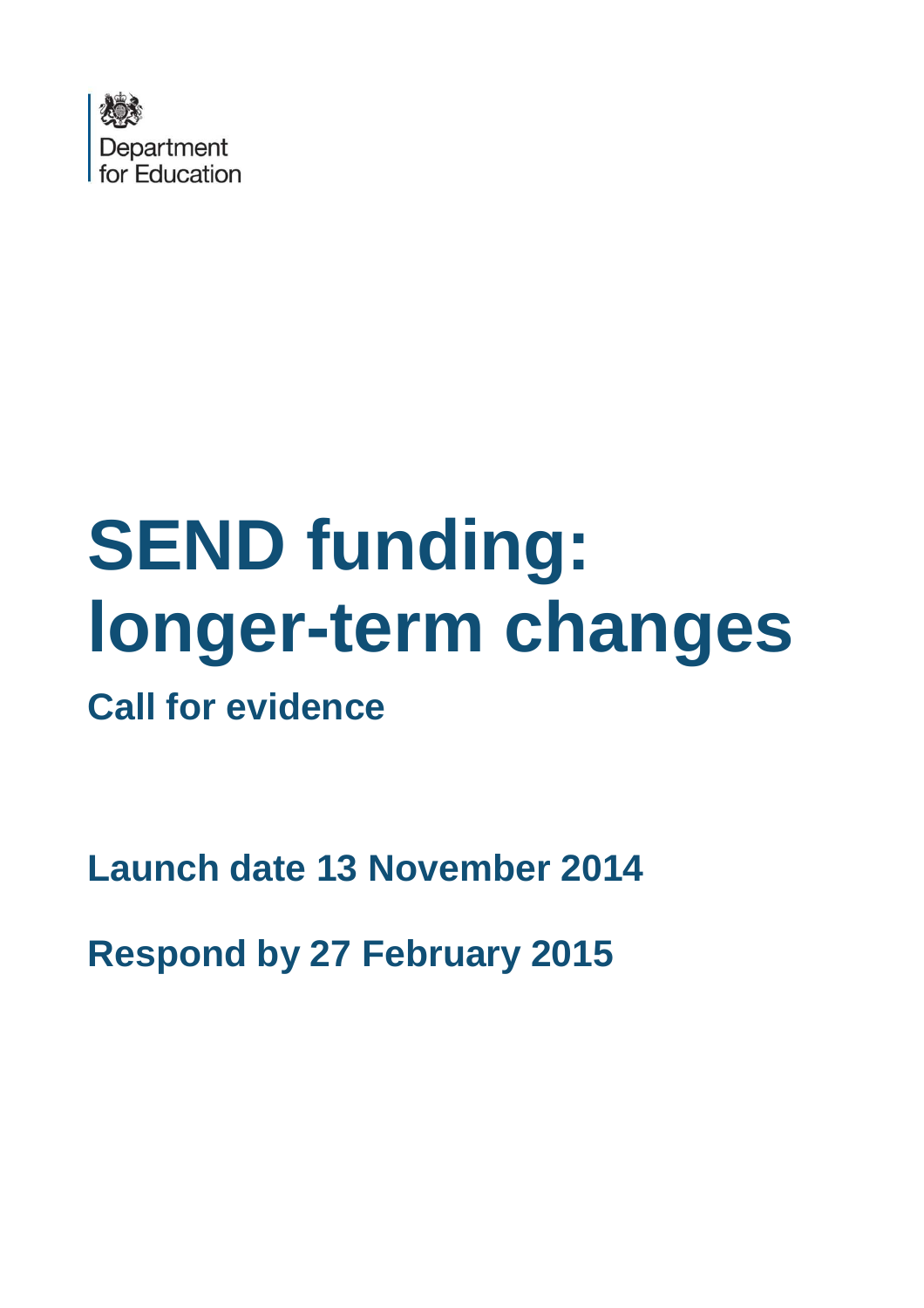Department for Education

# SEND funding: longer-term changes

## Call for evidence

**Launch date 13 November 2014**

**Respond by 27 February 2015**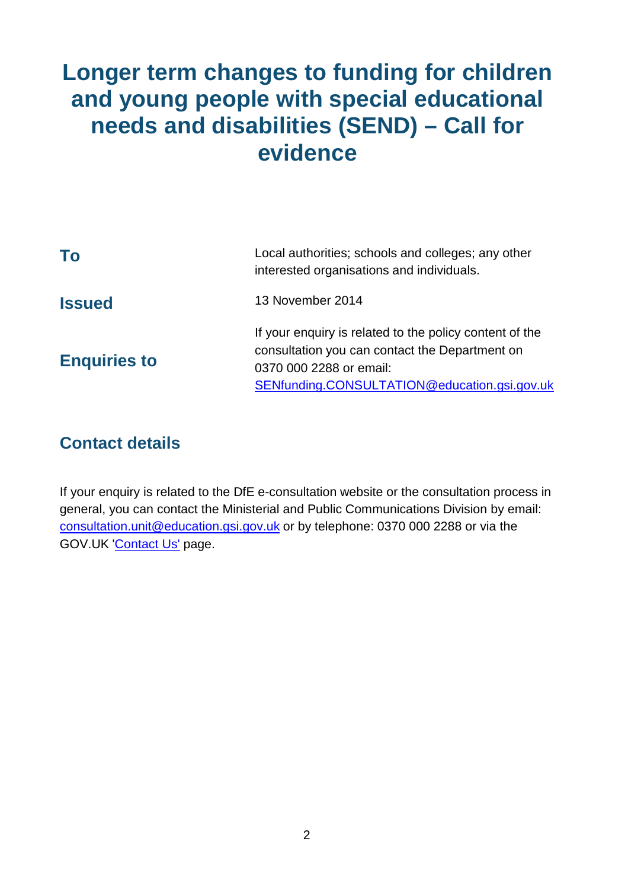# Longer term changes to funding for children and young people with special educational needs and disabilities (SEND) – Call for evidence

| | |
|---|---|
| **To** | Local authorities; schools and colleges; any other interested organisations and individuals. |
| **Issued** | 13 November 2014 |
| **Enquiries to** | If your enquiry is related to the policy content of the consultation you can contact the Department on 0370 000 2288 or email: SENfunding.CONSULTATION@education.gsi.gov.uk |

## Contact details

If your enquiry is related to the DfE e-consultation website or the consultation process in general, you can contact the Ministerial and Public Communications Division by email: consultation.unit@education.gsi.gov.uk or by telephone: 0370 000 2288 or via the GOV.UK 'Contact Us' page.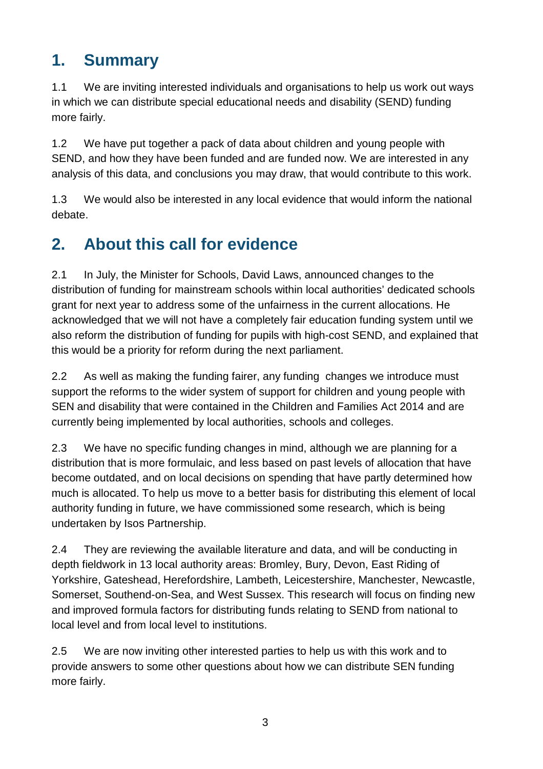## 1. Summary

1.1 We are inviting interested individuals and organisations to help us work out ways in which we can distribute special educational needs and disability (SEND) funding more fairly.

1.2 We have put together a pack of data about children and young people with SEND, and how they have been funded and are funded now. We are interested in any analysis of this data, and conclusions you may draw, that would contribute to this work.

1.3 We would also be interested in any local evidence that would inform the national debate.

## 2. About this call for evidence

2.1 In July, the Minister for Schools, David Laws, announced changes to the distribution of funding for mainstream schools within local authorities' dedicated schools grant for next year to address some of the unfairness in the current allocations. He acknowledged that we will not have a completely fair education funding system until we also reform the distribution of funding for pupils with high-cost SEND, and explained that this would be a priority for reform during the next parliament.

2.2 As well as making the funding fairer, any funding changes we introduce must support the reforms to the wider system of support for children and young people with SEN and disability that were contained in the Children and Families Act 2014 and are currently being implemented by local authorities, schools and colleges.

2.3 We have no specific funding changes in mind, although we are planning for a distribution that is more formulaic, and less based on past levels of allocation that have become outdated, and on local decisions on spending that have partly determined how much is allocated. To help us move to a better basis for distributing this element of local authority funding in future, we have commissioned some research, which is being undertaken by Isos Partnership.

2.4 They are reviewing the available literature and data, and will be conducting in depth fieldwork in 13 local authority areas: Bromley, Bury, Devon, East Riding of Yorkshire, Gateshead, Herefordshire, Lambeth, Leicestershire, Manchester, Newcastle, Somerset, Southend-on-Sea, and West Sussex. This research will focus on finding new and improved formula factors for distributing funds relating to SEND from national to local level and from local level to institutions.

2.5 We are now inviting other interested parties to help us with this work and to provide answers to some other questions about how we can distribute SEN funding more fairly.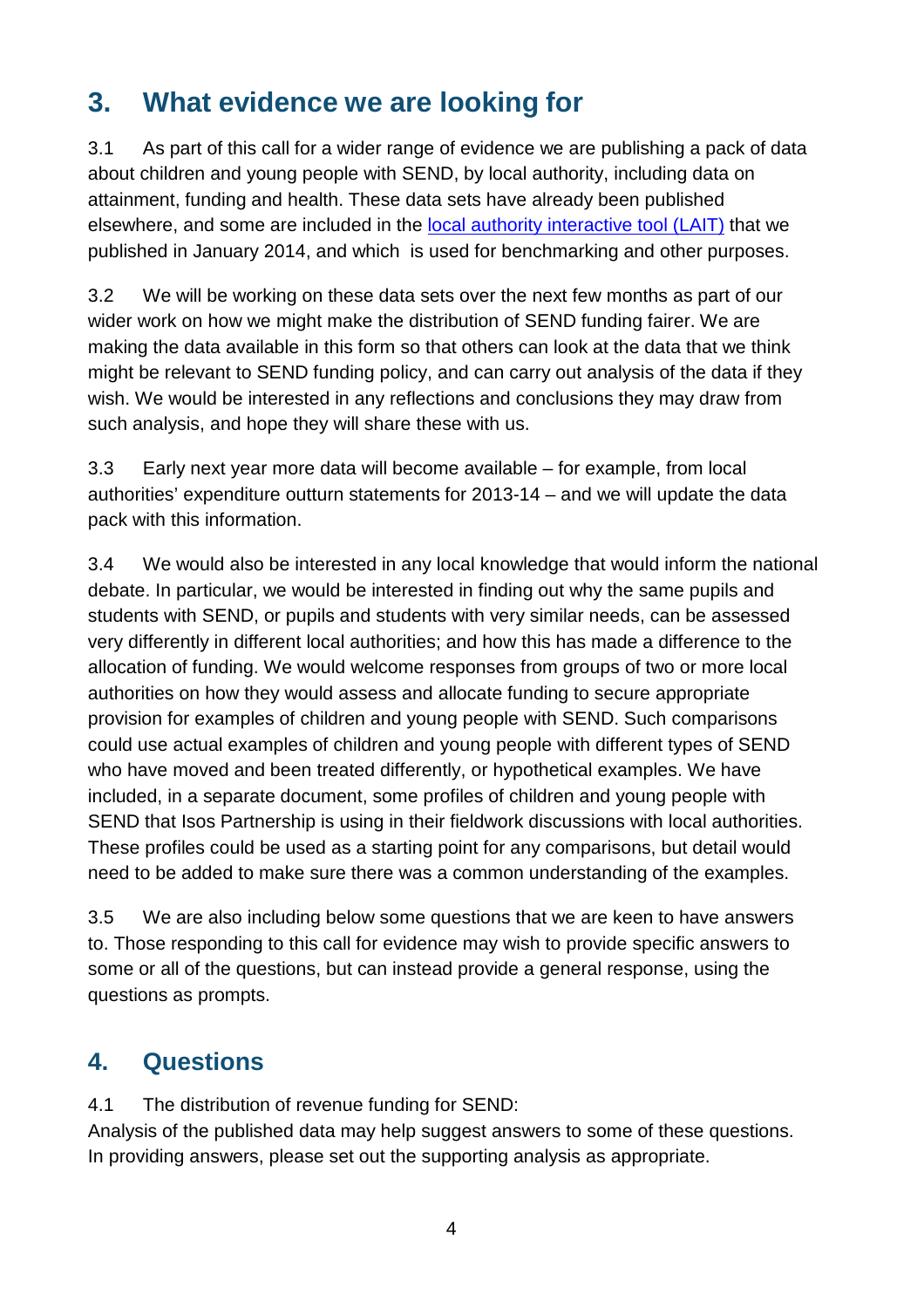## 3. What evidence we are looking for

3.1 As part of this call for a wider range of evidence we are publishing a pack of data about children and young people with SEND, by local authority, including data on attainment, funding and health. These data sets have already been published elsewhere, and some are included in the [local authority interactive tool (LAIT)](#) that we published in January 2014, and which is used for benchmarking and other purposes.

3.2 We will be working on these data sets over the next few months as part of our wider work on how we might make the distribution of SEND funding fairer. We are making the data available in this form so that others can look at the data that we think might be relevant to SEND funding policy, and can carry out analysis of the data if they wish. We would be interested in any reflections and conclusions they may draw from such analysis, and hope they will share these with us.

3.3 Early next year more data will become available – for example, from local authorities' expenditure outturn statements for 2013-14 – and we will update the data pack with this information.

3.4 We would also be interested in any local knowledge that would inform the national debate. In particular, we would be interested in finding out why the same pupils and students with SEND, or pupils and students with very similar needs, can be assessed very differently in different local authorities; and how this has made a difference to the allocation of funding. We would welcome responses from groups of two or more local authorities on how they would assess and allocate funding to secure appropriate provision for examples of children and young people with SEND. Such comparisons could use actual examples of children and young people with different types of SEND who have moved and been treated differently, or hypothetical examples. We have included, in a separate document, some profiles of children and young people with SEND that Isos Partnership is using in their fieldwork discussions with local authorities. These profiles could be used as a starting point for any comparisons, but detail would need to be added to make sure there was a common understanding of the examples.

3.5 We are also including below some questions that we are keen to have answers to. Those responding to this call for evidence may wish to provide specific answers to some or all of the questions, but can instead provide a general response, using the questions as prompts.

## 4. Questions

4.1 The distribution of revenue funding for SEND:
Analysis of the published data may help suggest answers to some of these questions. In providing answers, please set out the supporting analysis as appropriate.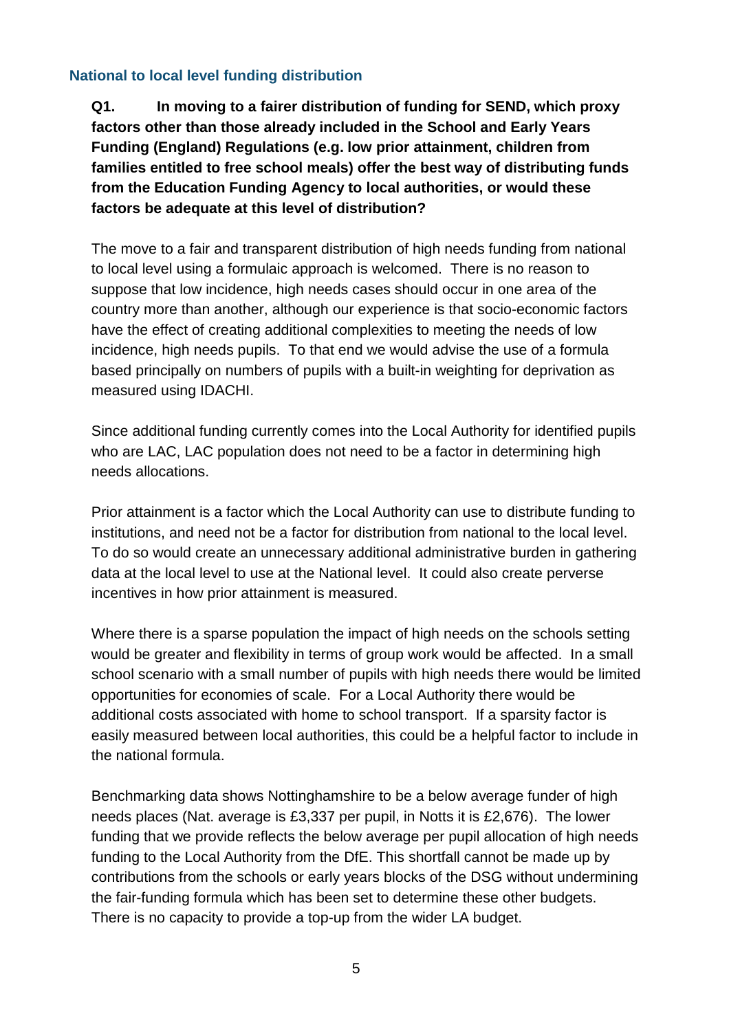### National to local level funding distribution

**Q1. In moving to a fairer distribution of funding for SEND, which proxy factors other than those already included in the School and Early Years Funding (England) Regulations (e.g. low prior attainment, children from families entitled to free school meals) offer the best way of distributing funds from the Education Funding Agency to local authorities, or would these factors be adequate at this level of distribution?**

The move to a fair and transparent distribution of high needs funding from national to local level using a formulaic approach is welcomed. There is no reason to suppose that low incidence, high needs cases should occur in one area of the country more than another, although our experience is that socio-economic factors have the effect of creating additional complexities to meeting the needs of low incidence, high needs pupils. To that end we would advise the use of a formula based principally on numbers of pupils with a built-in weighting for deprivation as measured using IDACHI.

Since additional funding currently comes into the Local Authority for identified pupils who are LAC, LAC population does not need to be a factor in determining high needs allocations.

Prior attainment is a factor which the Local Authority can use to distribute funding to institutions, and need not be a factor for distribution from national to the local level. To do so would create an unnecessary additional administrative burden in gathering data at the local level to use at the National level. It could also create perverse incentives in how prior attainment is measured.

Where there is a sparse population the impact of high needs on the schools setting would be greater and flexibility in terms of group work would be affected. In a small school scenario with a small number of pupils with high needs there would be limited opportunities for economies of scale. For a Local Authority there would be additional costs associated with home to school transport. If a sparsity factor is easily measured between local authorities, this could be a helpful factor to include in the national formula.

Benchmarking data shows Nottinghamshire to be a below average funder of high needs places (Nat. average is £3,337 per pupil, in Notts it is £2,676). The lower funding that we provide reflects the below average per pupil allocation of high needs funding to the Local Authority from the DfE. This shortfall cannot be made up by contributions from the schools or early years blocks of the DSG without undermining the fair-funding formula which has been set to determine these other budgets. There is no capacity to provide a top-up from the wider LA budget.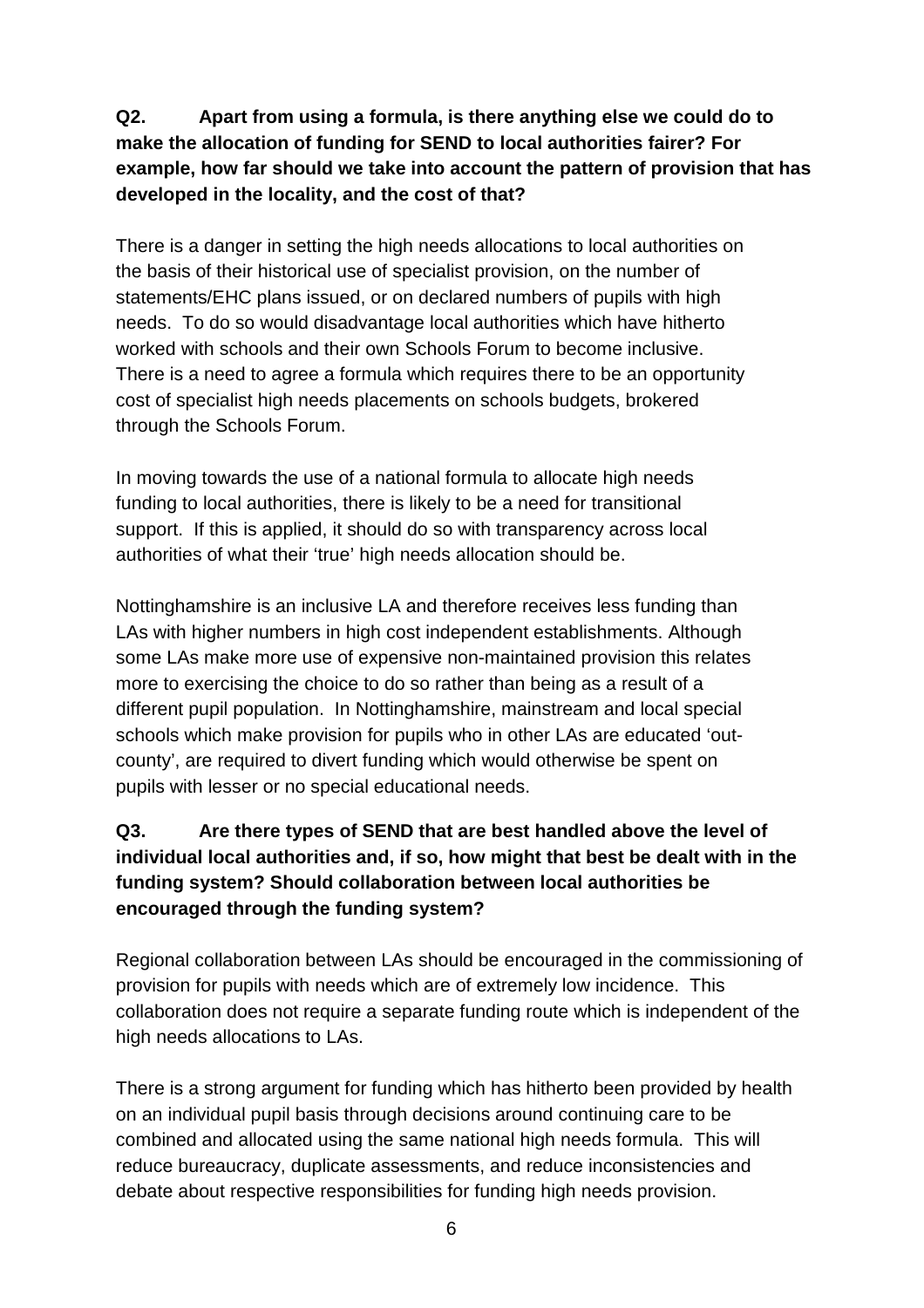**Q2. Apart from using a formula, is there anything else we could do to make the allocation of funding for SEND to local authorities fairer? For example, how far should we take into account the pattern of provision that has developed in the locality, and the cost of that?**

There is a danger in setting the high needs allocations to local authorities on the basis of their historical use of specialist provision, on the number of statements/EHC plans issued, or on declared numbers of pupils with high needs. To do so would disadvantage local authorities which have hitherto worked with schools and their own Schools Forum to become inclusive. There is a need to agree a formula which requires there to be an opportunity cost of specialist high needs placements on schools budgets, brokered through the Schools Forum.

In moving towards the use of a national formula to allocate high needs funding to local authorities, there is likely to be a need for transitional support. If this is applied, it should do so with transparency across local authorities of what their 'true' high needs allocation should be.

Nottinghamshire is an inclusive LA and therefore receives less funding than LAs with higher numbers in high cost independent establishments. Although some LAs make more use of expensive non-maintained provision this relates more to exercising the choice to do so rather than being as a result of a different pupil population. In Nottinghamshire, mainstream and local special schools which make provision for pupils who in other LAs are educated 'out-county', are required to divert funding which would otherwise be spent on pupils with lesser or no special educational needs.

**Q3. Are there types of SEND that are best handled above the level of individual local authorities and, if so, how might that best be dealt with in the funding system? Should collaboration between local authorities be encouraged through the funding system?**

Regional collaboration between LAs should be encouraged in the commissioning of provision for pupils with needs which are of extremely low incidence. This collaboration does not require a separate funding route which is independent of the high needs allocations to LAs.

There is a strong argument for funding which has hitherto been provided by health on an individual pupil basis through decisions around continuing care to be combined and allocated using the same national high needs formula. This will reduce bureaucracy, duplicate assessments, and reduce inconsistencies and debate about respective responsibilities for funding high needs provision.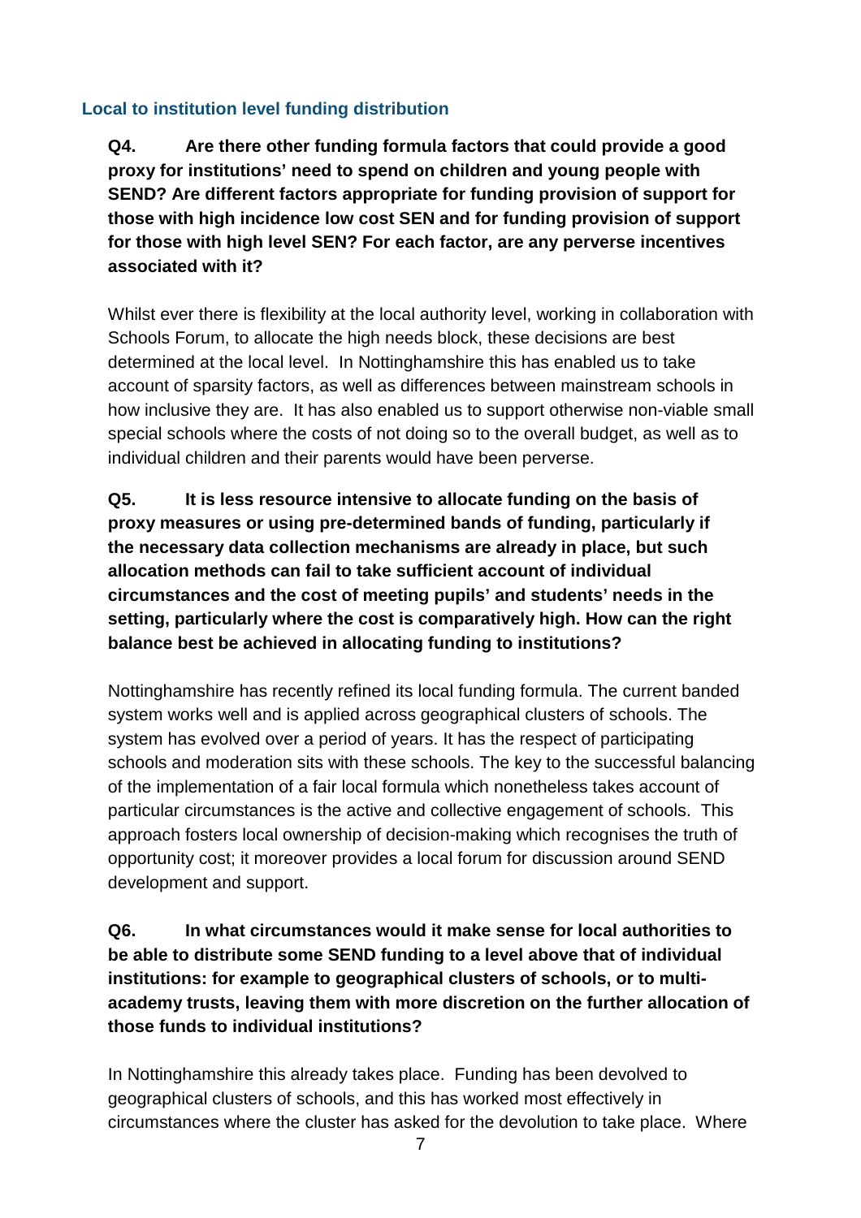## Local to institution level funding distribution

**Q4. Are there other funding formula factors that could provide a good proxy for institutions' need to spend on children and young people with SEND? Are different factors appropriate for funding provision of support for those with high incidence low cost SEN and for funding provision of support for those with high level SEN? For each factor, are any perverse incentives associated with it?**

Whilst ever there is flexibility at the local authority level, working in collaboration with Schools Forum, to allocate the high needs block, these decisions are best determined at the local level. In Nottinghamshire this has enabled us to take account of sparsity factors, as well as differences between mainstream schools in how inclusive they are. It has also enabled us to support otherwise non-viable small special schools where the costs of not doing so to the overall budget, as well as to individual children and their parents would have been perverse.

**Q5. It is less resource intensive to allocate funding on the basis of proxy measures or using pre-determined bands of funding, particularly if the necessary data collection mechanisms are already in place, but such allocation methods can fail to take sufficient account of individual circumstances and the cost of meeting pupils' and students' needs in the setting, particularly where the cost is comparatively high. How can the right balance best be achieved in allocating funding to institutions?**

Nottinghamshire has recently refined its local funding formula. The current banded system works well and is applied across geographical clusters of schools. The system has evolved over a period of years. It has the respect of participating schools and moderation sits with these schools. The key to the successful balancing of the implementation of a fair local formula which nonetheless takes account of particular circumstances is the active and collective engagement of schools. This approach fosters local ownership of decision-making which recognises the truth of opportunity cost; it moreover provides a local forum for discussion around SEND development and support.

**Q6. In what circumstances would it make sense for local authorities to be able to distribute some SEND funding to a level above that of individual institutions: for example to geographical clusters of schools, or to multi-academy trusts, leaving them with more discretion on the further allocation of those funds to individual institutions?**

In Nottinghamshire this already takes place. Funding has been devolved to geographical clusters of schools, and this has worked most effectively in circumstances where the cluster has asked for the devolution to take place. Where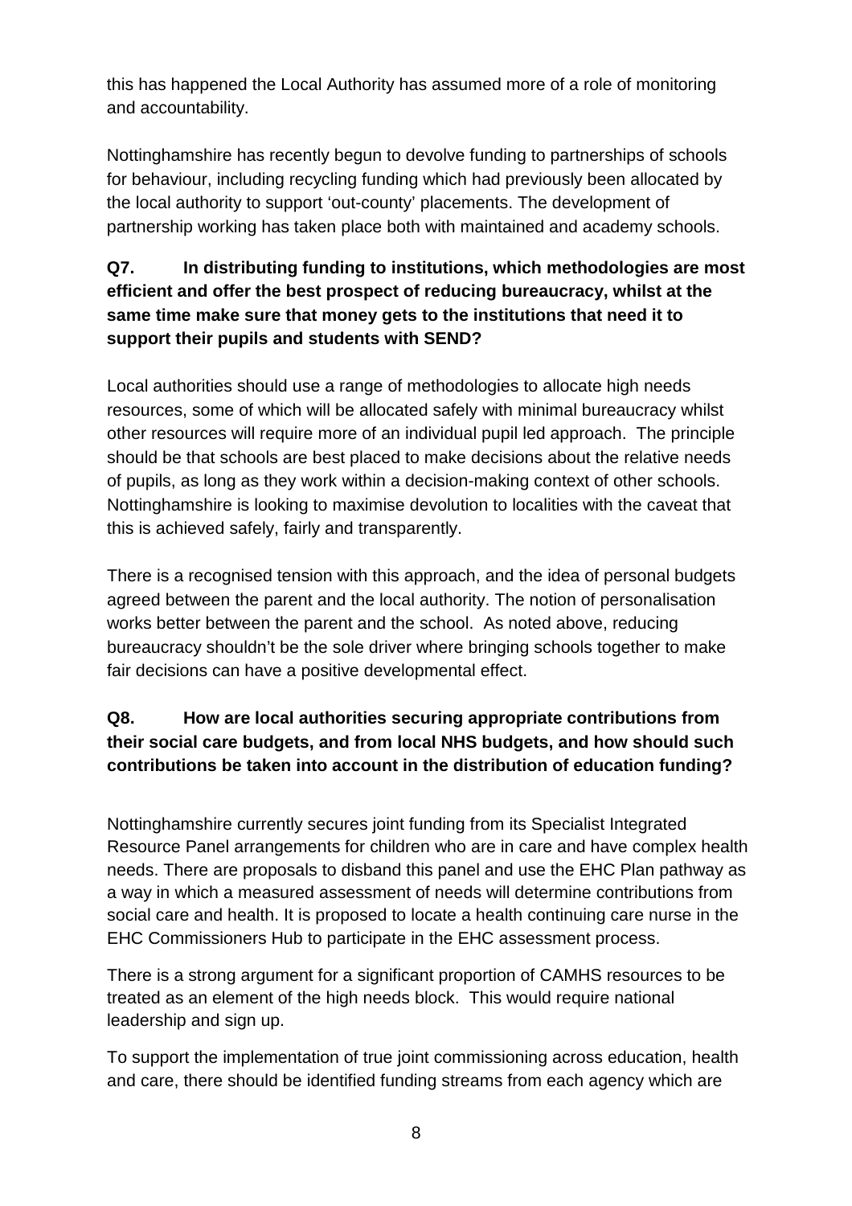this has happened the Local Authority has assumed more of a role of monitoring and accountability.

Nottinghamshire has recently begun to devolve funding to partnerships of schools for behaviour, including recycling funding which had previously been allocated by the local authority to support 'out-county' placements. The development of partnership working has taken place both with maintained and academy schools.

**Q7. In distributing funding to institutions, which methodologies are most efficient and offer the best prospect of reducing bureaucracy, whilst at the same time make sure that money gets to the institutions that need it to support their pupils and students with SEND?**

Local authorities should use a range of methodologies to allocate high needs resources, some of which will be allocated safely with minimal bureaucracy whilst other resources will require more of an individual pupil led approach. The principle should be that schools are best placed to make decisions about the relative needs of pupils, as long as they work within a decision-making context of other schools. Nottinghamshire is looking to maximise devolution to localities with the caveat that this is achieved safely, fairly and transparently.

There is a recognised tension with this approach, and the idea of personal budgets agreed between the parent and the local authority. The notion of personalisation works better between the parent and the school. As noted above, reducing bureaucracy shouldn't be the sole driver where bringing schools together to make fair decisions can have a positive developmental effect.

**Q8. How are local authorities securing appropriate contributions from their social care budgets, and from local NHS budgets, and how should such contributions be taken into account in the distribution of education funding?**

Nottinghamshire currently secures joint funding from its Specialist Integrated Resource Panel arrangements for children who are in care and have complex health needs. There are proposals to disband this panel and use the EHC Plan pathway as a way in which a measured assessment of needs will determine contributions from social care and health. It is proposed to locate a health continuing care nurse in the EHC Commissioners Hub to participate in the EHC assessment process.

There is a strong argument for a significant proportion of CAMHS resources to be treated as an element of the high needs block. This would require national leadership and sign up.

To support the implementation of true joint commissioning across education, health and care, there should be identified funding streams from each agency which are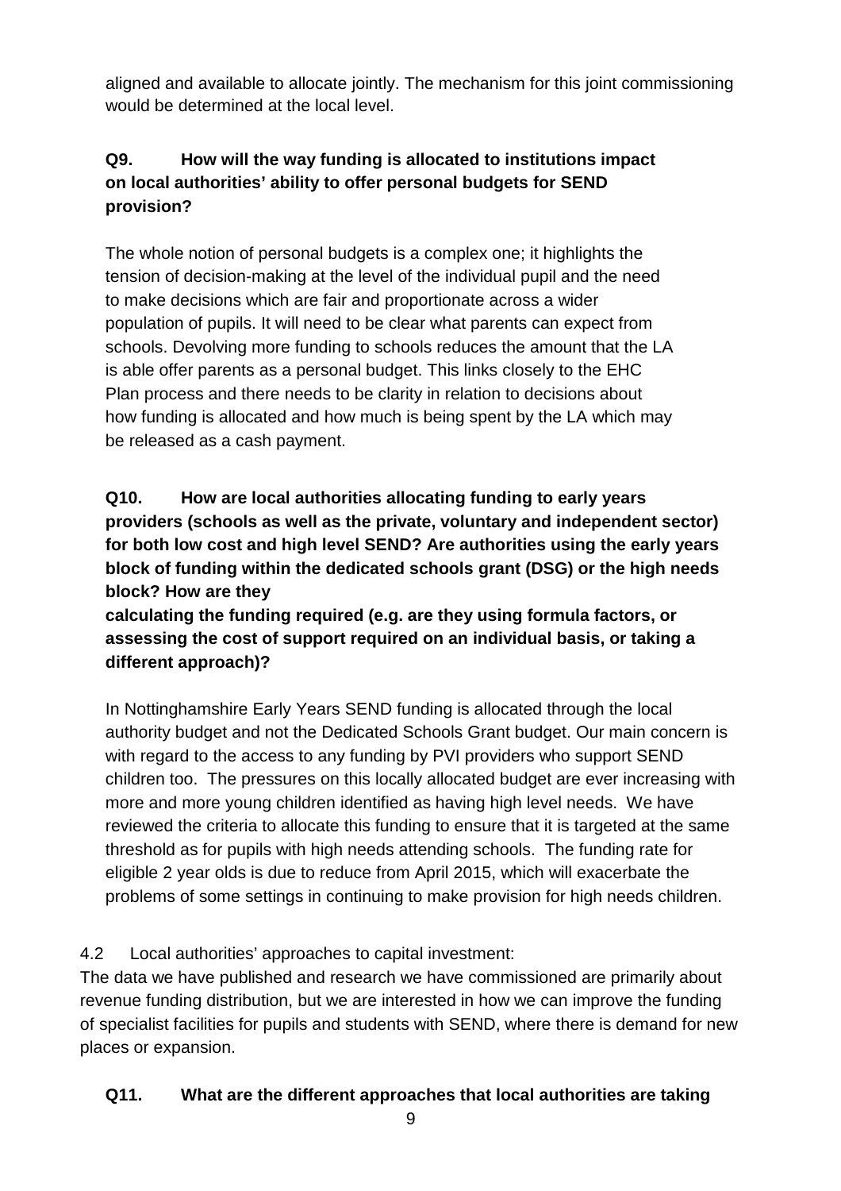aligned and available to allocate jointly. The mechanism for this joint commissioning would be determined at the local level.

**Q9. How will the way funding is allocated to institutions impact on local authorities' ability to offer personal budgets for SEND provision?**

The whole notion of personal budgets is a complex one; it highlights the tension of decision-making at the level of the individual pupil and the need to make decisions which are fair and proportionate across a wider population of pupils. It will need to be clear what parents can expect from schools. Devolving more funding to schools reduces the amount that the LA is able offer parents as a personal budget. This links closely to the EHC Plan process and there needs to be clarity in relation to decisions about how funding is allocated and how much is being spent by the LA which may be released as a cash payment.

**Q10. How are local authorities allocating funding to early years providers (schools as well as the private, voluntary and independent sector) for both low cost and high level SEND? Are authorities using the early years block of funding within the dedicated schools grant (DSG) or the high needs block? How are they calculating the funding required (e.g. are they using formula factors, or assessing the cost of support required on an individual basis, or taking a different approach)?**

In Nottinghamshire Early Years SEND funding is allocated through the local authority budget and not the Dedicated Schools Grant budget. Our main concern is with regard to the access to any funding by PVI providers who support SEND children too. The pressures on this locally allocated budget are ever increasing with more and more young children identified as having high level needs. We have reviewed the criteria to allocate this funding to ensure that it is targeted at the same threshold as for pupils with high needs attending schools. The funding rate for eligible 2 year olds is due to reduce from April 2015, which will exacerbate the problems of some settings in continuing to make provision for high needs children.

4.2 Local authorities' approaches to capital investment:

The data we have published and research we have commissioned are primarily about revenue funding distribution, but we are interested in how we can improve the funding of specialist facilities for pupils and students with SEND, where there is demand for new places or expansion.

**Q11. What are the different approaches that local authorities are taking**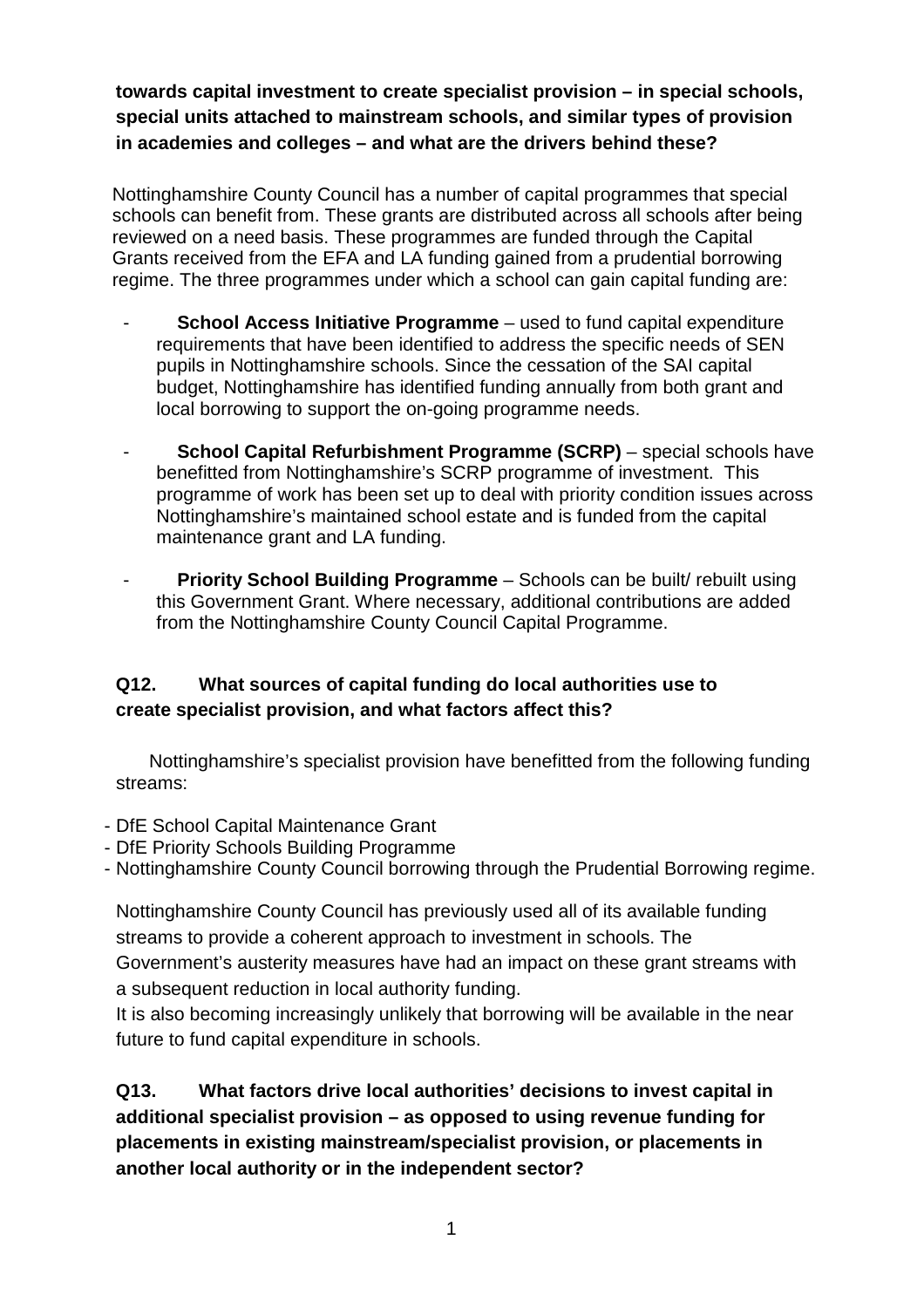**towards capital investment to create specialist provision – in special schools, special units attached to mainstream schools, and similar types of provision in academies and colleges – and what are the drivers behind these?**

Nottinghamshire County Council has a number of capital programmes that special schools can benefit from. These grants are distributed across all schools after being reviewed on a need basis. These programmes are funded through the Capital Grants received from the EFA and LA funding gained from a prudential borrowing regime. The three programmes under which a school can gain capital funding are:

- **School Access Initiative Programme** – used to fund capital expenditure requirements that have been identified to address the specific needs of SEN pupils in Nottinghamshire schools. Since the cessation of the SAI capital budget, Nottinghamshire has identified funding annually from both grant and local borrowing to support the on-going programme needs.
- **School Capital Refurbishment Programme (SCRP)** – special schools have benefitted from Nottinghamshire's SCRP programme of investment. This programme of work has been set up to deal with priority condition issues across Nottinghamshire's maintained school estate and is funded from the capital maintenance grant and LA funding.
- **Priority School Building Programme** – Schools can be built/ rebuilt using this Government Grant. Where necessary, additional contributions are added from the Nottinghamshire County Council Capital Programme.

**Q12. What sources of capital funding do local authorities use to create specialist provision, and what factors affect this?**

Nottinghamshire's specialist provision have benefitted from the following funding streams:

- DfE School Capital Maintenance Grant
- DfE Priority Schools Building Programme
- Nottinghamshire County Council borrowing through the Prudential Borrowing regime.

Nottinghamshire County Council has previously used all of its available funding streams to provide a coherent approach to investment in schools. The Government's austerity measures have had an impact on these grant streams with a subsequent reduction in local authority funding.
It is also becoming increasingly unlikely that borrowing will be available in the near future to fund capital expenditure in schools.

**Q13. What factors drive local authorities' decisions to invest capital in additional specialist provision – as opposed to using revenue funding for placements in existing mainstream/specialist provision, or placements in another local authority or in the independent sector?**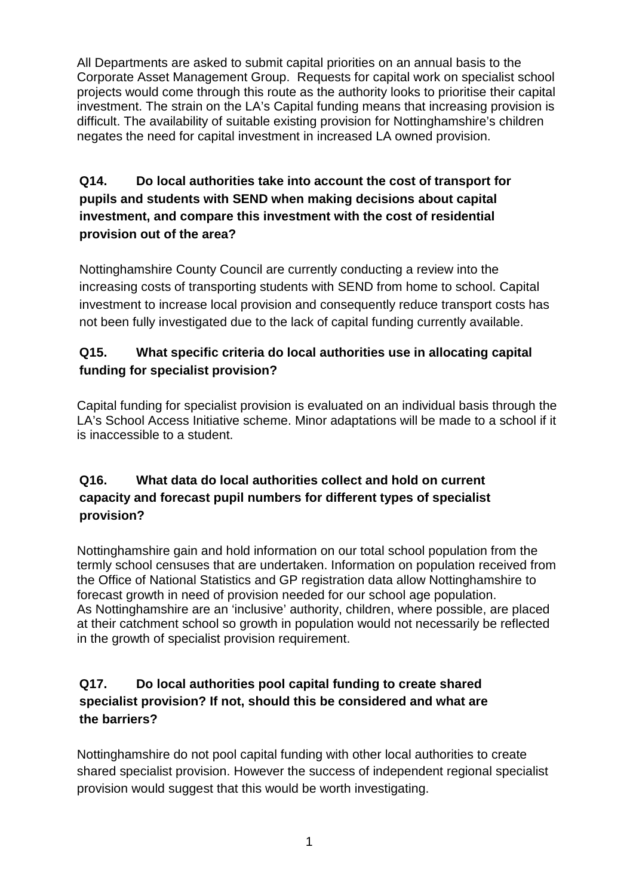All Departments are asked to submit capital priorities on an annual basis to the Corporate Asset Management Group. Requests for capital work on specialist school projects would come through this route as the authority looks to prioritise their capital investment. The strain on the LA's Capital funding means that increasing provision is difficult. The availability of suitable existing provision for Nottinghamshire's children negates the need for capital investment in increased LA owned provision.

**Q14. Do local authorities take into account the cost of transport for pupils and students with SEND when making decisions about capital investment, and compare this investment with the cost of residential provision out of the area?**

Nottinghamshire County Council are currently conducting a review into the increasing costs of transporting students with SEND from home to school. Capital investment to increase local provision and consequently reduce transport costs has not been fully investigated due to the lack of capital funding currently available.

**Q15. What specific criteria do local authorities use in allocating capital funding for specialist provision?**

Capital funding for specialist provision is evaluated on an individual basis through the LA's School Access Initiative scheme. Minor adaptations will be made to a school if it is inaccessible to a student.

**Q16. What data do local authorities collect and hold on current capacity and forecast pupil numbers for different types of specialist provision?**

Nottinghamshire gain and hold information on our total school population from the termly school censuses that are undertaken. Information on population received from the Office of National Statistics and GP registration data allow Nottinghamshire to forecast growth in need of provision needed for our school age population.
As Nottinghamshire are an 'inclusive' authority, children, where possible, are placed at their catchment school so growth in population would not necessarily be reflected in the growth of specialist provision requirement.

**Q17. Do local authorities pool capital funding to create shared specialist provision? If not, should this be considered and what are the barriers?**

Nottinghamshire do not pool capital funding with other local authorities to create shared specialist provision. However the success of independent regional specialist provision would suggest that this would be worth investigating.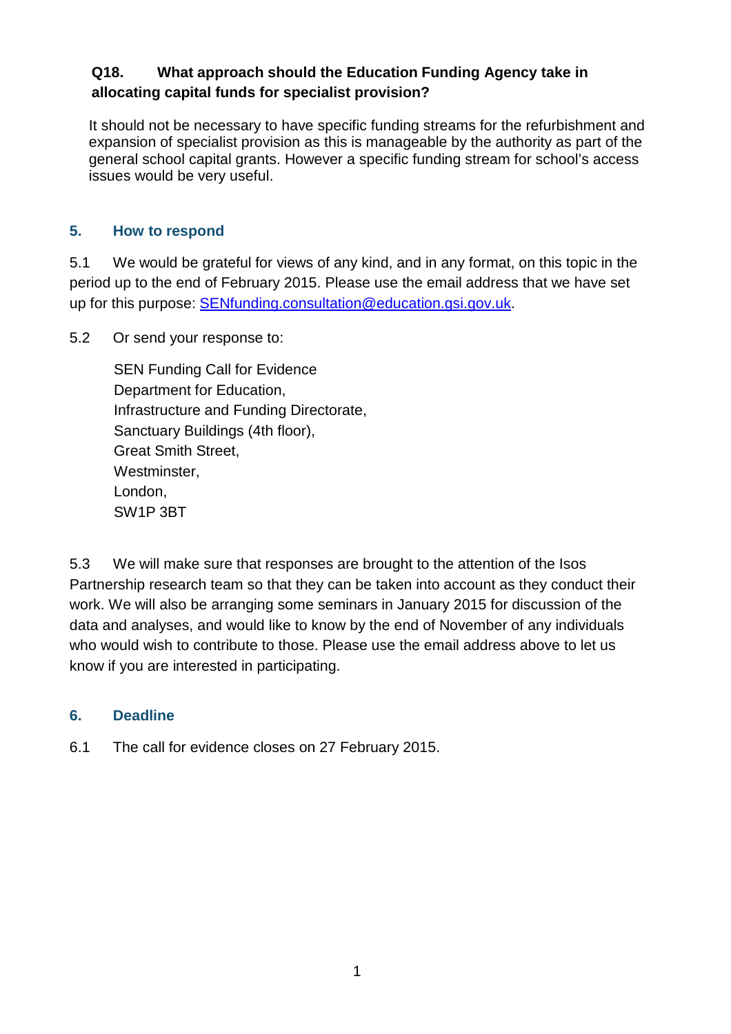**Q18. What approach should the Education Funding Agency take in allocating capital funds for specialist provision?**

It should not be necessary to have specific funding streams for the refurbishment and expansion of specialist provision as this is manageable by the authority as part of the general school capital grants. However a specific funding stream for school's access issues would be very useful.

## 5. How to respond

5.1 We would be grateful for views of any kind, and in any format, on this topic in the period up to the end of February 2015. Please use the email address that we have set up for this purpose: SENfunding.consultation@education.gsi.gov.uk.

5.2 Or send your response to:

SEN Funding Call for Evidence
Department for Education,
Infrastructure and Funding Directorate,
Sanctuary Buildings (4th floor),
Great Smith Street,
Westminster,
London,
SW1P 3BT

5.3 We will make sure that responses are brought to the attention of the Isos Partnership research team so that they can be taken into account as they conduct their work. We will also be arranging some seminars in January 2015 for discussion of the data and analyses, and would like to know by the end of November of any individuals who would wish to contribute to those. Please use the email address above to let us know if you are interested in participating.

## 6. Deadline

6.1 The call for evidence closes on 27 February 2015.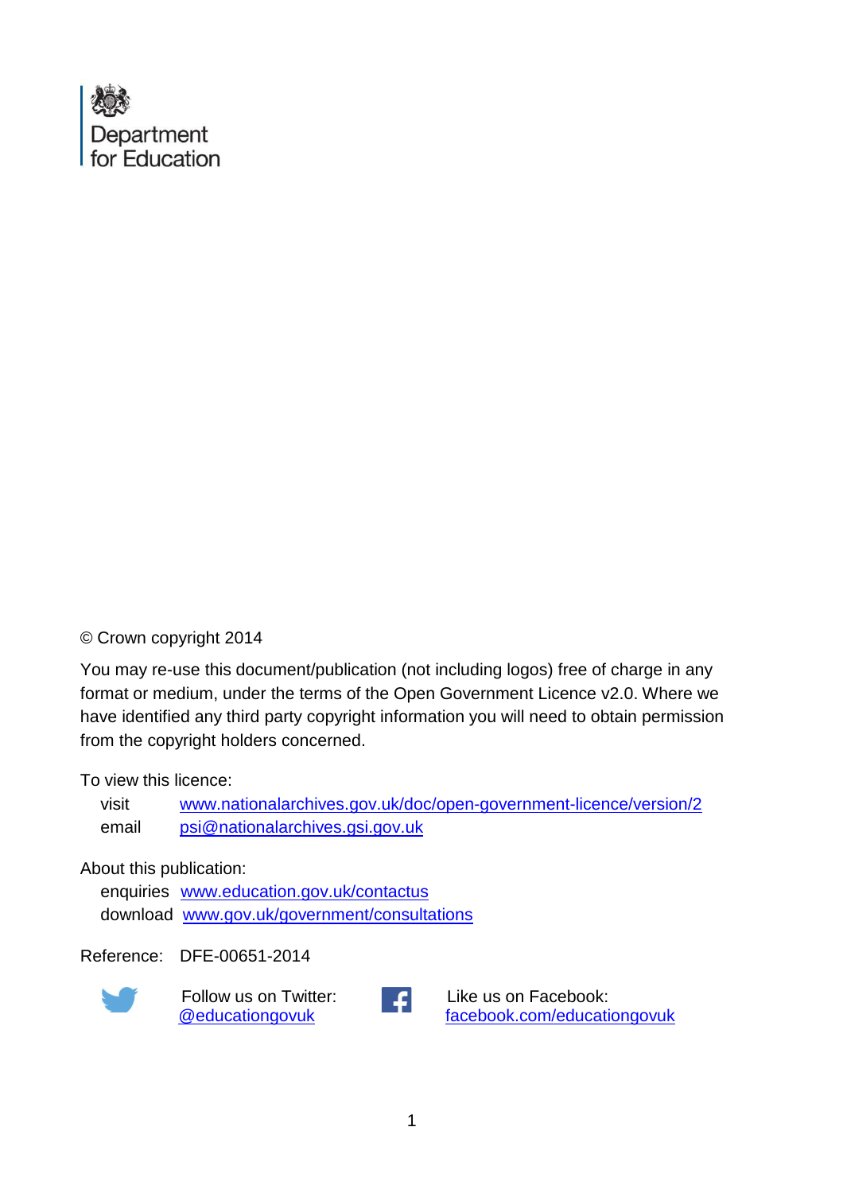Department for Education

© Crown copyright 2014

You may re-use this document/publication (not including logos) free of charge in any format or medium, under the terms of the Open Government Licence v2.0. Where we have identified any third party copyright information you will need to obtain permission from the copyright holders concerned.

To view this licence:

visit [www.nationalarchives.gov.uk/doc/open-government-licence/version/2](http://www.nationalarchives.gov.uk/doc/open-government-licence/version/2)
email [psi@nationalarchives.gsi.gov.uk](mailto:psi@nationalarchives.gsi.gov.uk)

About this publication:

enquiries [www.education.gov.uk/contactus](http://www.education.gov.uk/contactus)
download [www.gov.uk/government/consultations](http://www.gov.uk/government/consultations)

Reference: DFE-00651-2014

Follow us on Twitter: [@educationgovuk](https://twitter.com/educationgovuk)

Like us on Facebook: [facebook.com/educationgovuk](https://facebook.com/educationgovuk)